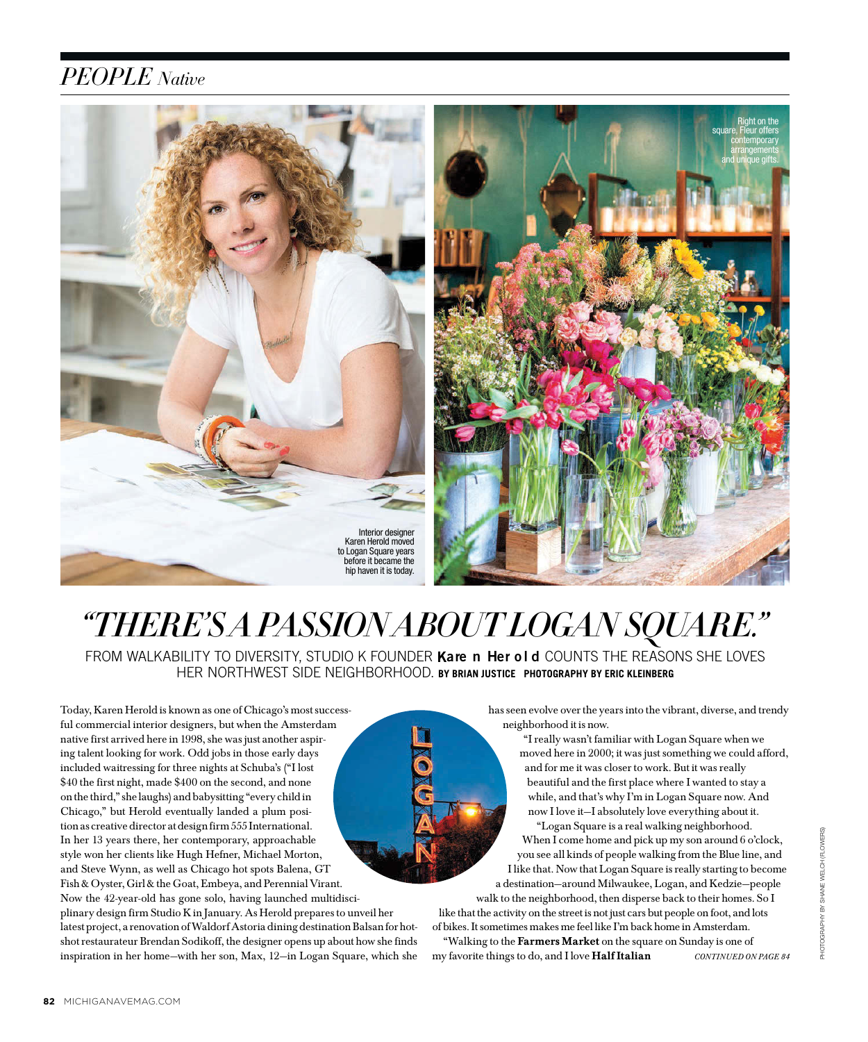## PEOPLE *Native*

Interior designer Karen Herold moved to Logan Square years before it became the hip haven it is today.

Right on the square, Fleur offers contemporary arrangements and unique gifts.

# *"THERE'S A PASSION ABOUT LOGAN SQUARE."*

FROM WALKABILITY TO DIVERSITY, STUDIO K FOUNDER **Karen Herold** COUNTS THE REASONS SHE LOVES HER NORTHWEST SIDE NEIGHBORHOOD. **BY BRIAN JUSTICE PHOTOGRAPHY BY ERIC KLEINBERG**

Today, Karen Herold is known as one of Chicago's most successful commercial interior designers, but when the Amsterdam native first arrived here in 1998, she was just another aspiring talent looking for work. Odd jobs in those early days included waitressing for three nights at Schuba's ("I lost $40 the first night, made $400 on the second, and none on the third," she laughs) and babysitting "every child in Chicago," but Herold eventually landed a plum position as creative director at design firm 555 International. In her 13 years there, her contemporary, approachable style won her clients like Hugh Hefner, Michael Morton, and Steve Wynn, as well as Chicago hot spots Balena, GT Fish & Oyster, Girl & the Goat, Embeya, and Perennial Virant. Now the 42-year-old has gone solo, having launched multidisciplinary design firm Studio K in January. As Herold prepares to unveil her latest project, a renovation of Waldorf Astoria dining destination Balsan for hotshot restaurateur Brendan Sodikoff, the designer opens up about how she finds inspiration in her home—with her son, Max, 12—in Logan Square, which she has seen evolve over the years into the vibrant, diverse, and trendy neighborhood it is now.

"I really wasn't familiar with Logan Square when we moved here in 2000; it was just something we could afford, and for me it was closer to work. But it was really beautiful and the first place where I wanted to stay a while, and that's why I'm in Logan Square now. And now I love it—I absolutely love everything about it.

"Logan Square is a real walking neighborhood. When I come home and pick up my son around 6 o'clock, you see all kinds of people walking from the Blue line, and I like that. Now that Logan Square is really starting to become a destination—around Milwaukee, Logan, and Kedzie—people walk to the neighborhood, then disperse back to their homes. So I like that the activity on the street is not just cars but people on foot, and lots of bikes. It sometimes makes me feel like I'm back home in Amsterdam.

"Walking to the **Farmers Market** on the square on Sunday is one of my favorite things to do, and I love **Half Italian** *CONTINUED ON PAGE 84*

PHOTOGRAPHY BY SHANE WELCH (FLOWERS)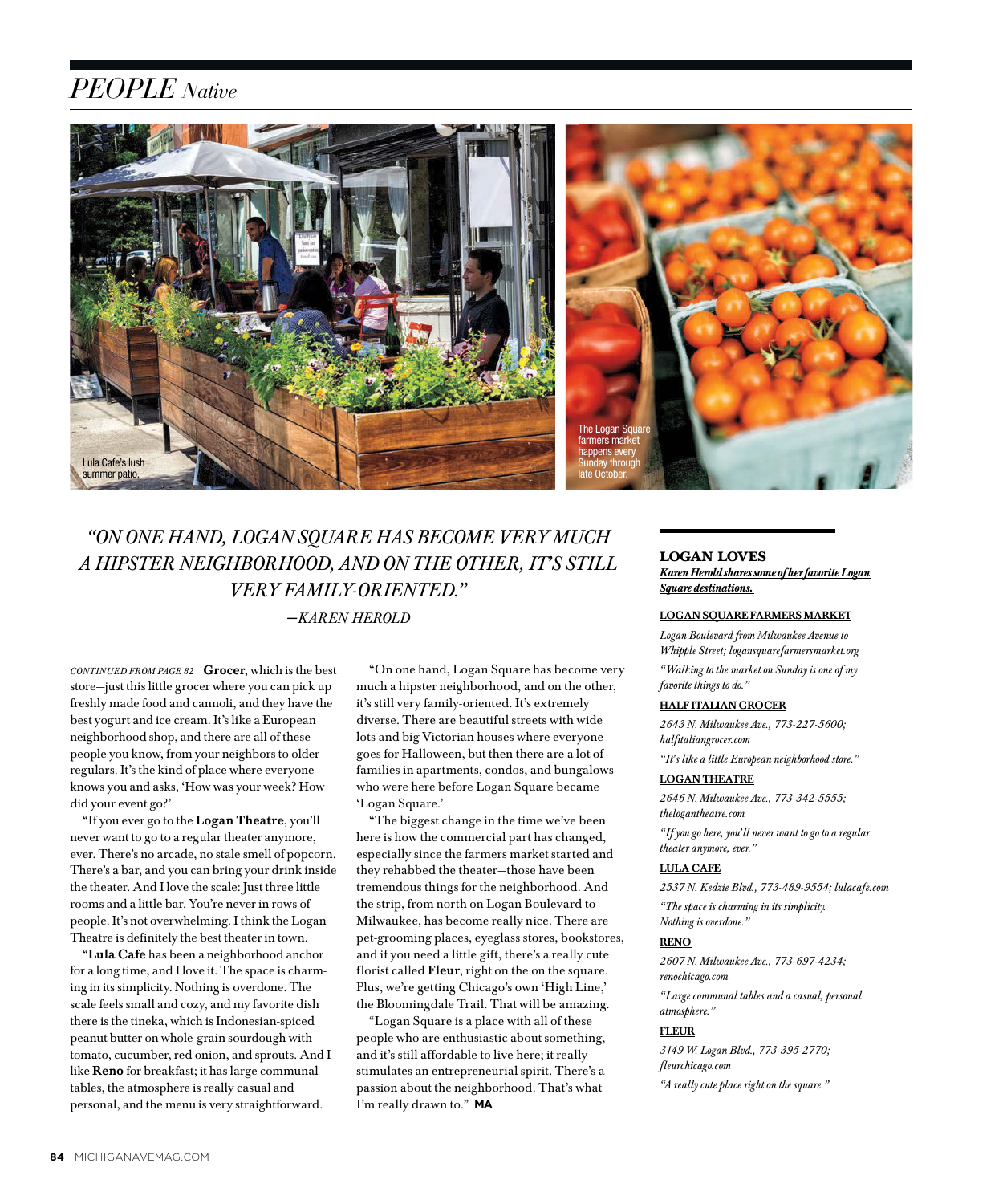# PEOPLE *Native*

Lula Cafe's lush summer patio.

The Logan Square farmers market happens every Sunday through late October.

*"ON ONE HAND, LOGAN SQUARE HAS BECOME VERY MUCH A HIPSTER NEIGHBORHOOD, AND ON THE OTHER, IT'S STILL VERY FAMILY-ORIENTED."*

*—KAREN HEROLD*

*CONTINUED FROM PAGE 82* **Grocer**, which is the best store—just this little grocer where you can pick up freshly made food and cannoli, and they have the best yogurt and ice cream. It's like a European neighborhood shop, and there are all of these people you know, from your neighbors to older regulars. It's the kind of place where everyone knows you and asks, 'How was your week? How did your event go?'

"If you ever go to the **Logan Theatre**, you'll never want to go to a regular theater anymore, ever. There's no arcade, no stale smell of popcorn. There's a bar, and you can bring your drink inside the theater. And I love the scale: Just three little rooms and a little bar. You're never in rows of people. It's not overwhelming. I think the Logan Theatre is definitely the best theater in town.

"**Lula Cafe** has been a neighborhood anchor for a long time, and I love it. The space is charming in its simplicity. Nothing is overdone. The scale feels small and cozy, and my favorite dish there is the tineka, which is Indonesian-spiced peanut butter on whole-grain sourdough with tomato, cucumber, red onion, and sprouts. And I like **Reno** for breakfast; it has large communal tables, the atmosphere is really casual and personal, and the menu is very straightforward.

"On one hand, Logan Square has become very much a hipster neighborhood, and on the other, it's still very family-oriented. It's extremely diverse. There are beautiful streets with wide lots and big Victorian houses where everyone goes for Halloween, but then there are a lot of families in apartments, condos, and bungalows who were here before Logan Square became 'Logan Square.'

"The biggest change in the time we've been here is how the commercial part has changed, especially since the farmers market started and they rehabbed the theater—those have been tremendous things for the neighborhood. And the strip, from north on Logan Boulevard to Milwaukee, has become really nice. There are pet-grooming places, eyeglass stores, bookstores, and if you need a little gift, there's a really cute florist called **Fleur**, right on the on the square. Plus, we're getting Chicago's own 'High Line,' the Bloomingdale Trail. That will be amazing.

"Logan Square is a place with all of these people who are enthusiastic about something, and it's still affordable to live here; it really stimulates an entrepreneurial spirit. There's a passion about the neighborhood. That's what I'm really drawn to." **MA**

## LOGAN LOVES

***Karen Herold shares some of her favorite Logan Square destinations.***

**LOGAN SQUARE FARMERS MARKET**

*Logan Boulevard from Milwaukee Avenue to Whipple Street; logansquarefarmersmarket.org*

*"Walking to the market on Sunday is one of my favorite things to do."*

**HALF ITALIAN GROCER**

*2643 N. Milwaukee Ave., 773-227-5600; halfitaliangrocer.com*

*"It's like a little European neighborhood store."*

**LOGAN THEATRE**

*2646 N. Milwaukee Ave., 773-342-5555; thelogantheatre.com*

*"If you go here, you'll never want to go to a regular theater anymore, ever."*

**LULA CAFE**

*2537 N. Kedzie Blvd., 773-489-9554; lulacafe.com*

*"The space is charming in its simplicity. Nothing is overdone."*

**RENO**

*2607 N. Milwaukee Ave., 773-697-4234; renochicago.com*

*"Large communal tables and a casual, personal atmosphere."*

**FLEUR**

*3149 W. Logan Blvd., 773-395-2770; fleurchicago.com*

*"A really cute place right on the square."*